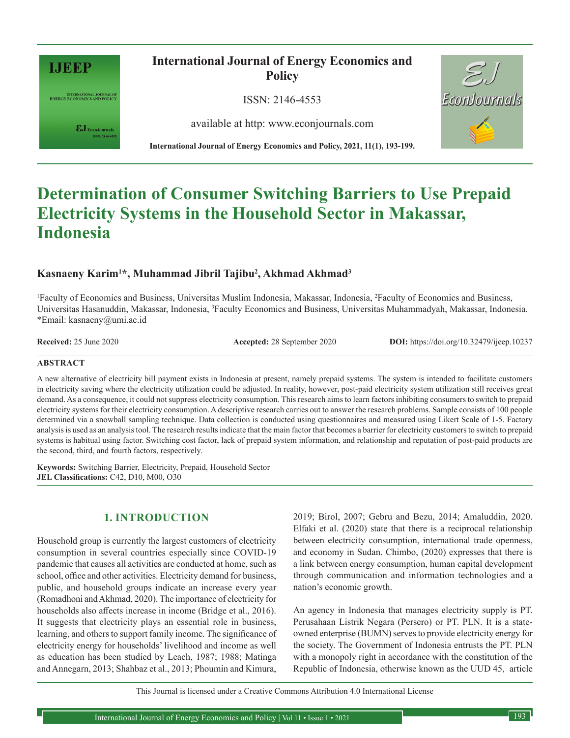# Determination of Consumer Switching Barriers to Use Prepaid Electricity Systems in the Household Sector in Makassar, Indonesia

**Kasnaeny Karim[1]*, Muhammad Jibril Tajibu[2], Akhmad Akhmad[3]**

[1]Faculty of Economics and Business, Universitas Muslim Indonesia, Makassar, Indonesia, [2]Faculty of Economics and Business, Universitas Hasanuddin, Makassar, Indonesia, [3]Faculty Economics and Business, Universitas Muhammadyah, Makassar, Indonesia. *Email: kasnaeny@umi.ac.id

**Received:** 25 June 2020 **Accepted:** 28 September 2020 **DOI:** https://doi.org/10.32479/ijeep.10237

## ABSTRACT

A new alternative of electricity bill payment exists in Indonesia at present, namely prepaid systems. The system is intended to facilitate customers in electricity saving where the electricity utilization could be adjusted. In reality, however, post-paid electricity system utilization still receives great demand. As a consequence, it could not suppress electricity consumption. This research aims to learn factors inhibiting consumers to switch to prepaid electricity systems for their electricity consumption. A descriptive research carries out to answer the research problems. Sample consists of 100 people determined via a snowball sampling technique. Data collection is conducted using questionnaires and measured using Likert Scale of 1-5. Factory analysis is used as an analysis tool. The research results indicate that the main factor that becomes a barrier for electricity customers to switch to prepaid systems is habitual using factor. Switching cost factor, lack of prepaid system information, and relationship and reputation of post-paid products are the second, third, and fourth factors, respectively.

**Keywords:** Switching Barrier, Electricity, Prepaid, Household Sector
**JEL Classifications:** C42, D10, M00, O30

## 1. INTRODUCTION

Household group is currently the largest customers of electricity consumption in several countries especially since COVID-19 pandemic that causes all activities are conducted at home, such as school, office and other activities. Electricity demand for business, public, and household groups indicate an increase every year (Romadhoni and Akhmad, 2020). The importance of electricity for households also affects increase in income (Bridge et al., 2016). It suggests that electricity plays an essential role in business, learning, and others to support family income. The significance of electricity energy for households' livelihood and income as well as education has been studied by Leach, 1987; 1988; Matinga and Annegarn, 2013; Shahbaz et al., 2013; Phoumin and Kimura, 2019; Birol, 2007; Gebru and Bezu, 2014; Amaluddin, 2020. Elfaki et al. (2020) state that there is a reciprocal relationship between electricity consumption, international trade openness, and economy in Sudan. Chimbo, (2020) expresses that there is a link between energy consumption, human capital development through communication and information technologies and a nation's economic growth.

An agency in Indonesia that manages electricity supply is PT. Perusahaan Listrik Negara (Persero) or PT. PLN. It is a state-owned enterprise (BUMN) serves to provide electricity energy for the society. The Government of Indonesia entrusts the PT. PLN with a monopoly right in accordance with the constitution of the Republic of Indonesia, otherwise known as the UUD 45, article

This Journal is licensed under a Creative Commons Attribution 4.0 International License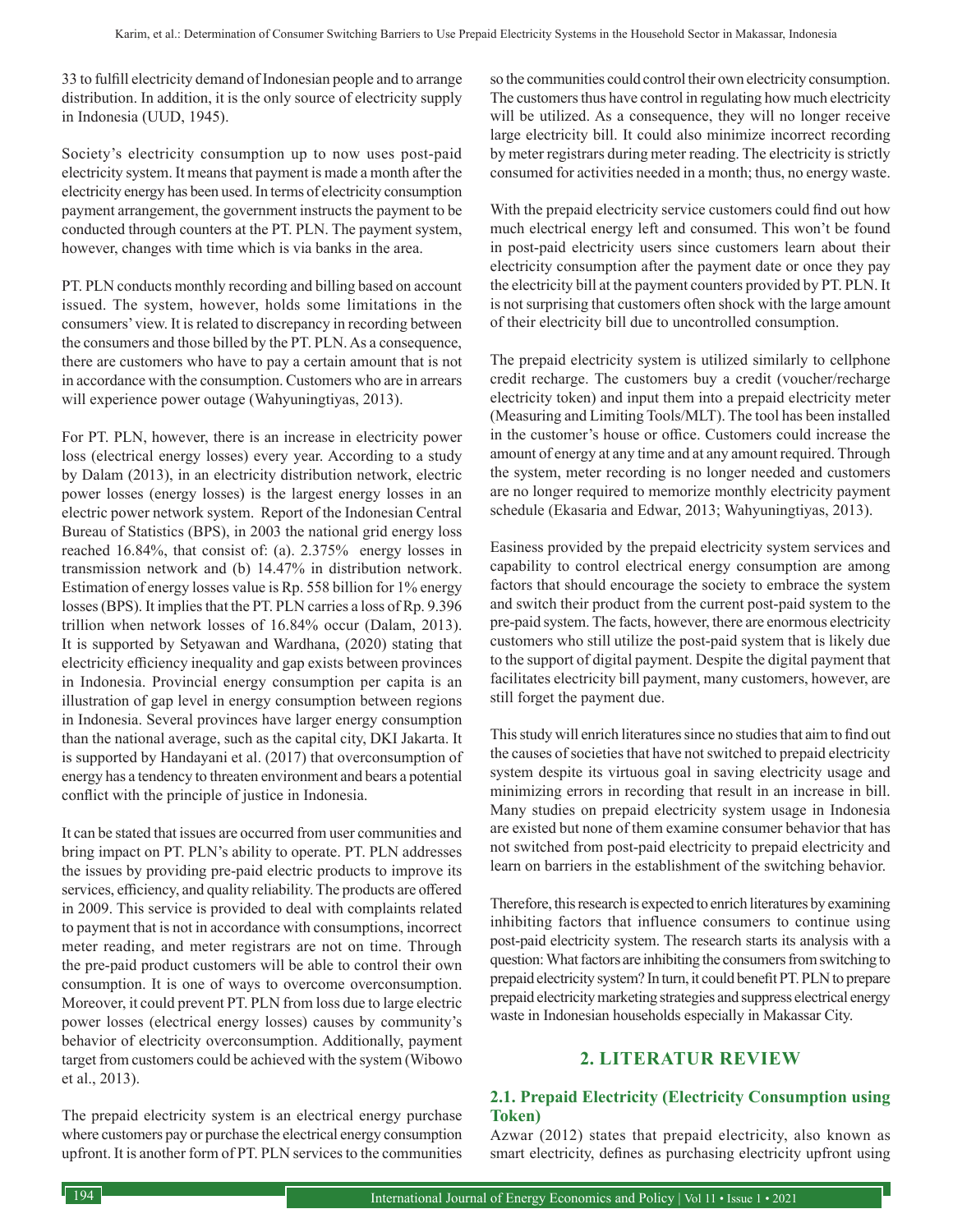33 to fulfill electricity demand of Indonesian people and to arrange distribution. In addition, it is the only source of electricity supply in Indonesia (UUD, 1945).

Society's electricity consumption up to now uses post-paid electricity system. It means that payment is made a month after the electricity energy has been used. In terms of electricity consumption payment arrangement, the government instructs the payment to be conducted through counters at the PT. PLN. The payment system, however, changes with time which is via banks in the area.

PT. PLN conducts monthly recording and billing based on account issued. The system, however, holds some limitations in the consumers' view. It is related to discrepancy in recording between the consumers and those billed by the PT. PLN. As a consequence, there are customers who have to pay a certain amount that is not in accordance with the consumption. Customers who are in arrears will experience power outage (Wahyuningtiyas, 2013).

For PT. PLN, however, there is an increase in electricity power loss (electrical energy losses) every year. According to a study by Dalam (2013), in an electricity distribution network, electric power losses (energy losses) is the largest energy losses in an electric power network system. Report of the Indonesian Central Bureau of Statistics (BPS), in 2003 the national grid energy loss reached 16.84%, that consist of: (a). 2.375% energy losses in transmission network and (b) 14.47% in distribution network. Estimation of energy losses value is Rp. 558 billion for 1% energy losses (BPS). It implies that the PT. PLN carries a loss of Rp. 9.396 trillion when network losses of 16.84% occur (Dalam, 2013). It is supported by Setyawan and Wardhana, (2020) stating that electricity efficiency inequality and gap exists between provinces in Indonesia. Provincial energy consumption per capita is an illustration of gap level in energy consumption between regions in Indonesia. Several provinces have larger energy consumption than the national average, such as the capital city, DKI Jakarta. It is supported by Handayani et al. (2017) that overconsumption of energy has a tendency to threaten environment and bears a potential conflict with the principle of justice in Indonesia.

It can be stated that issues are occurred from user communities and bring impact on PT. PLN's ability to operate. PT. PLN addresses the issues by providing pre-paid electric products to improve its services, efficiency, and quality reliability. The products are offered in 2009. This service is provided to deal with complaints related to payment that is not in accordance with consumptions, incorrect meter reading, and meter registrars are not on time. Through the pre-paid product customers will be able to control their own consumption. It is one of ways to overcome overconsumption. Moreover, it could prevent PT. PLN from loss due to large electric power losses (electrical energy losses) causes by community's behavior of electricity overconsumption. Additionally, payment target from customers could be achieved with the system (Wibowo et al., 2013).

The prepaid electricity system is an electrical energy purchase where customers pay or purchase the electrical energy consumption upfront. It is another form of PT. PLN services to the communities so the communities could control their own electricity consumption. The customers thus have control in regulating how much electricity will be utilized. As a consequence, they will no longer receive large electricity bill. It could also minimize incorrect recording by meter registrars during meter reading. The electricity is strictly consumed for activities needed in a month; thus, no energy waste.

With the prepaid electricity service customers could find out how much electrical energy left and consumed. This won't be found in post-paid electricity users since customers learn about their electricity consumption after the payment date or once they pay the electricity bill at the payment counters provided by PT. PLN. It is not surprising that customers often shock with the large amount of their electricity bill due to uncontrolled consumption.

The prepaid electricity system is utilized similarly to cellphone credit recharge. The customers buy a credit (voucher/recharge electricity token) and input them into a prepaid electricity meter (Measuring and Limiting Tools/MLT). The tool has been installed in the customer's house or office. Customers could increase the amount of energy at any time and at any amount required. Through the system, meter recording is no longer needed and customers are no longer required to memorize monthly electricity payment schedule (Ekasaria and Edwar, 2013; Wahyuningtiyas, 2013).

Easiness provided by the prepaid electricity system services and capability to control electrical energy consumption are among factors that should encourage the society to embrace the system and switch their product from the current post-paid system to the pre-paid system. The facts, however, there are enormous electricity customers who still utilize the post-paid system that is likely due to the support of digital payment. Despite the digital payment that facilitates electricity bill payment, many customers, however, are still forget the payment due.

This study will enrich literatures since no studies that aim to find out the causes of societies that have not switched to prepaid electricity system despite its virtuous goal in saving electricity usage and minimizing errors in recording that result in an increase in bill. Many studies on prepaid electricity system usage in Indonesia are existed but none of them examine consumer behavior that has not switched from post-paid electricity to prepaid electricity and learn on barriers in the establishment of the switching behavior.

Therefore, this research is expected to enrich literatures by examining inhibiting factors that influence consumers to continue using post-paid electricity system. The research starts its analysis with a question: What factors are inhibiting the consumers from switching to prepaid electricity system? In turn, it could benefit PT. PLN to prepare prepaid electricity marketing strategies and suppress electrical energy waste in Indonesian households especially in Makassar City.

## 2. LITERATUR REVIEW

### 2.1. Prepaid Electricity (Electricity Consumption using Token)

Azwar (2012) states that prepaid electricity, also known as smart electricity, defines as purchasing electricity upfront using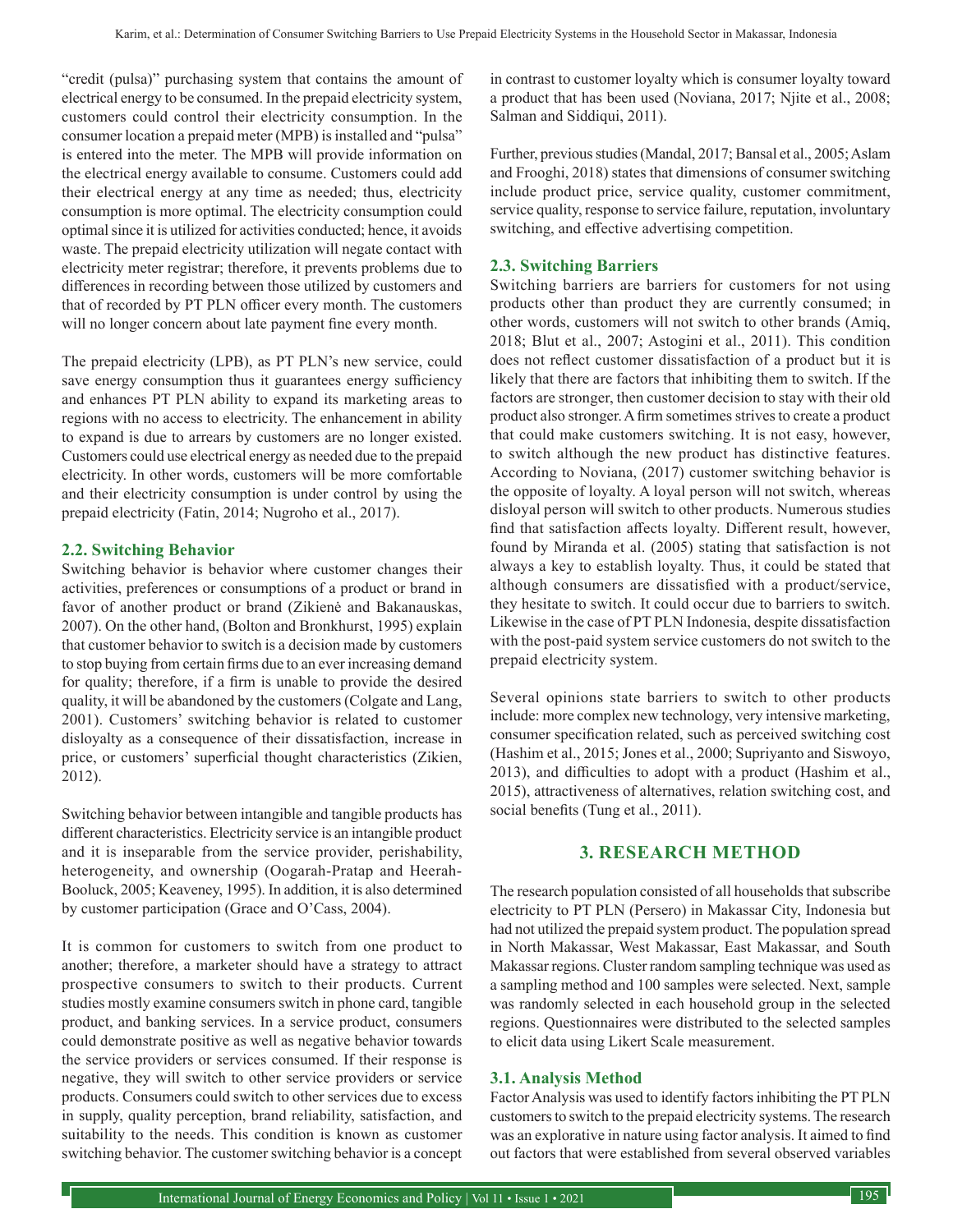"credit (pulsa)" purchasing system that contains the amount of electrical energy to be consumed. In the prepaid electricity system, customers could control their electricity consumption. In the consumer location a prepaid meter (MPB) is installed and "pulsa" is entered into the meter. The MPB will provide information on the electrical energy available to consume. Customers could add their electrical energy at any time as needed; thus, electricity consumption is more optimal. The electricity consumption could optimal since it is utilized for activities conducted; hence, it avoids waste. The prepaid electricity utilization will negate contact with electricity meter registrar; therefore, it prevents problems due to differences in recording between those utilized by customers and that of recorded by PT PLN officer every month. The customers will no longer concern about late payment fine every month.

The prepaid electricity (LPB), as PT PLN's new service, could save energy consumption thus it guarantees energy sufficiency and enhances PT PLN ability to expand its marketing areas to regions with no access to electricity. The enhancement in ability to expand is due to arrears by customers are no longer existed. Customers could use electrical energy as needed due to the prepaid electricity. In other words, customers will be more comfortable and their electricity consumption is under control by using the prepaid electricity (Fatin, 2014; Nugroho et al., 2017).

### 2.2. Switching Behavior

Switching behavior is behavior where customer changes their activities, preferences or consumptions of a product or brand in favor of another product or brand (Zikienė and Bakanauskas, 2007). On the other hand, (Bolton and Bronkhurst, 1995) explain that customer behavior to switch is a decision made by customers to stop buying from certain firms due to an ever increasing demand for quality; therefore, if a firm is unable to provide the desired quality, it will be abandoned by the customers (Colgate and Lang, 2001). Customers' switching behavior is related to customer disloyalty as a consequence of their dissatisfaction, increase in price, or customers' superficial thought characteristics (Zikien, 2012).

Switching behavior between intangible and tangible products has different characteristics. Electricity service is an intangible product and it is inseparable from the service provider, perishability, heterogeneity, and ownership (Oogarah-Pratap and Heerah-Booluck, 2005; Keaveney, 1995). In addition, it is also determined by customer participation (Grace and O'Cass, 2004).

It is common for customers to switch from one product to another; therefore, a marketer should have a strategy to attract prospective consumers to switch to their products. Current studies mostly examine consumers switch in phone card, tangible product, and banking services. In a service product, consumers could demonstrate positive as well as negative behavior towards the service providers or services consumed. If their response is negative, they will switch to other service providers or service products. Consumers could switch to other services due to excess in supply, quality perception, brand reliability, satisfaction, and suitability to the needs. This condition is known as customer switching behavior. The customer switching behavior is a concept in contrast to customer loyalty which is consumer loyalty toward a product that has been used (Noviana, 2017; Njite et al., 2008; Salman and Siddiqui, 2011).

Further, previous studies (Mandal, 2017; Bansal et al., 2005; Aslam and Frooghi, 2018) states that dimensions of consumer switching include product price, service quality, customer commitment, service quality, response to service failure, reputation, involuntary switching, and effective advertising competition.

### 2.3. Switching Barriers

Switching barriers are barriers for customers for not using products other than product they are currently consumed; in other words, customers will not switch to other brands (Amiq, 2018; Blut et al., 2007; Astogini et al., 2011). This condition does not reflect customer dissatisfaction of a product but it is likely that there are factors that inhibiting them to switch. If the factors are stronger, then customer decision to stay with their old product also stronger. A firm sometimes strives to create a product that could make customers switching. It is not easy, however, to switch although the new product has distinctive features. According to Noviana, (2017) customer switching behavior is the opposite of loyalty. A loyal person will not switch, whereas disloyal person will switch to other products. Numerous studies find that satisfaction affects loyalty. Different result, however, found by Miranda et al. (2005) stating that satisfaction is not always a key to establish loyalty. Thus, it could be stated that although consumers are dissatisfied with a product/service, they hesitate to switch. It could occur due to barriers to switch. Likewise in the case of PT PLN Indonesia, despite dissatisfaction with the post-paid system service customers do not switch to the prepaid electricity system.

Several opinions state barriers to switch to other products include: more complex new technology, very intensive marketing, consumer specification related, such as perceived switching cost (Hashim et al., 2015; Jones et al., 2000; Supriyanto and Siswoyo, 2013), and difficulties to adopt with a product (Hashim et al., 2015), attractiveness of alternatives, relation switching cost, and social benefits (Tung et al., 2011).

## 3. RESEARCH METHOD

The research population consisted of all households that subscribe electricity to PT PLN (Persero) in Makassar City, Indonesia but had not utilized the prepaid system product. The population spread in North Makassar, West Makassar, East Makassar, and South Makassar regions. Cluster random sampling technique was used as a sampling method and 100 samples were selected. Next, sample was randomly selected in each household group in the selected regions. Questionnaires were distributed to the selected samples to elicit data using Likert Scale measurement.

### 3.1. Analysis Method

Factor Analysis was used to identify factors inhibiting the PT PLN customers to switch to the prepaid electricity systems. The research was an explorative in nature using factor analysis. It aimed to find out factors that were established from several observed variables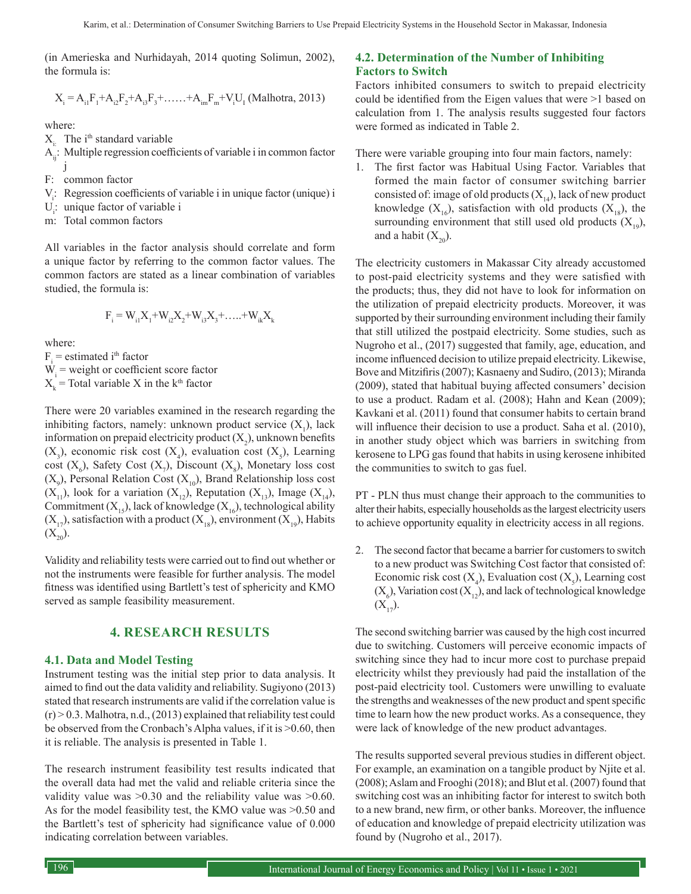(in Amerieska and Nurhidayah, 2014 quoting Solimun, 2002), the formula is:

$$X_i = A_{i1}F_1+A_{i2}F_2+A_{i3}F_3+\ldots\ldots+A_{im}F_m+V_iU_1 \text{ (Malhotra, 2013)}$$

where:

- $X_i$: The $i^{th}$ standard variable
- $A_{ij}$: Multiple regression coefficients of variable i in common factor j
- F: common factor
- $V_i$: Regression coefficients of variable i in unique factor (unique) i
- $U_i$: unique factor of variable i
- m: Total common factors

All variables in the factor analysis should correlate and form a unique factor by referring to the common factor values. The common factors are stated as a linear combination of variables studied, the formula is:

$$F_i = W_{i1}X_1+W_{i2}X_2+W_{i3}X_3+\ldots..+W_{ik}X_k$$

where:

$F_i$ = estimated $i^{th}$ factor
$W_i$ = weight or coefficient score factor
$X_k$ = Total variable X in the $k^{th}$ factor

There were 20 variables examined in the research regarding the inhibiting factors, namely: unknown product service ($X_1$), lack information on prepaid electricity product ($X_2$), unknown benefits ($X_3$), economic risk cost ($X_4$), evaluation cost ($X_5$), Learning cost ($X_6$), Safety Cost ($X_7$), Discount ($X_8$), Monetary loss cost ($X_9$), Personal Relation Cost ($X_{10}$), Brand Relationship loss cost ($X_{11}$), look for a variation ($X_{12}$), Reputation ($X_{13}$), Image ($X_{14}$), Commitment ($X_{15}$), lack of knowledge ($X_{16}$), technological ability ($X_{17}$), satisfaction with a product ($X_{18}$), environment ($X_{19}$), Habits ($X_{20}$).

Validity and reliability tests were carried out to find out whether or not the instruments were feasible for further analysis. The model fitness was identified using Bartlett's test of sphericity and KMO served as sample feasibility measurement.

## 4. RESEARCH RESULTS

### 4.1. Data and Model Testing

Instrument testing was the initial step prior to data analysis. It aimed to find out the data validity and reliability. Sugiyono (2013) stated that research instruments are valid if the correlation value is (r) > 0.3. Malhotra, n.d., (2013) explained that reliability test could be observed from the Cronbach's Alpha values, if it is >0.60, then it is reliable. The analysis is presented in Table 1.

The research instrument feasibility test results indicated that the overall data had met the valid and reliable criteria since the validity value was >0.30 and the reliability value was >0.60. As for the model feasibility test, the KMO value was >0.50 and the Bartlett's test of sphericity had significance value of 0.000 indicating correlation between variables.

### 4.2. Determination of the Number of Inhibiting Factors to Switch

Factors inhibited consumers to switch to prepaid electricity could be identified from the Eigen values that were >1 based on calculation from 1. The analysis results suggested four factors were formed as indicated in Table 2.

There were variable grouping into four main factors, namely:

1. The first factor was Habitual Using Factor. Variables that formed the main factor of consumer switching barrier consisted of: image of old products ($X_{14}$), lack of new product knowledge ($X_{16}$), satisfaction with old products ($X_{18}$), the surrounding environment that still used old products ($X_{19}$), and a habit ($X_{20}$).

The electricity customers in Makassar City already accustomed to post-paid electricity systems and they were satisfied with the products; thus, they did not have to look for information on the utilization of prepaid electricity products. Moreover, it was supported by their surrounding environment including their family that still utilized the postpaid electricity. Some studies, such as Nugroho et al., (2017) suggested that family, age, education, and income influenced decision to utilize prepaid electricity. Likewise, Bove and Mitzifiris (2007); Kasnaeny and Sudiro, (2013); Miranda (2009), stated that habitual buying affected consumers' decision to use a product. Radam et al. (2008); Hahn and Kean (2009); Kavkani et al. (2011) found that consumer habits to certain brand will influence their decision to use a product. Saha et al. (2010), in another study object which was barriers in switching from kerosene to LPG gas found that habits in using kerosene inhibited the communities to switch to gas fuel.

PT - PLN thus must change their approach to the communities to alter their habits, especially households as the largest electricity users to achieve opportunity equality in electricity access in all regions.

2. The second factor that became a barrier for customers to switch to a new product was Switching Cost factor that consisted of: Economic risk cost ($X_4$), Evaluation cost ($X_5$), Learning cost ($X_6$), Variation cost ($X_{12}$), and lack of technological knowledge ($X_{17}$).

The second switching barrier was caused by the high cost incurred due to switching. Customers will perceive economic impacts of switching since they had to incur more cost to purchase prepaid electricity whilst they previously had paid the installation of the post-paid electricity tool. Customers were unwilling to evaluate the strengths and weaknesses of the new product and spent specific time to learn how the new product works. As a consequence, they were lack of knowledge of the new product advantages.

The results supported several previous studies in different object. For example, an examination on a tangible product by Njite et al. (2008); Aslam and Frooghi (2018); and Blut et al. (2007) found that switching cost was an inhibiting factor for interest to switch both to a new brand, new firm, or other banks. Moreover, the influence of education and knowledge of prepaid electricity utilization was found by (Nugroho et al., 2017).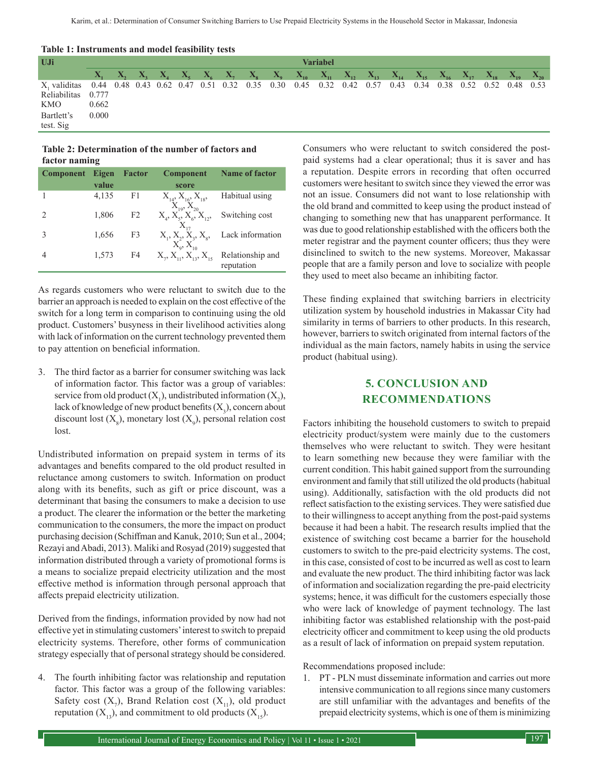**Table 1: Instruments and model feasibility tests**

| UJi | Variabel | | | | | | | | | | | | | | | | | | | |
|---|---|---|---|---|---|---|---|---|---|---|---|---|---|---|---|---|---|---|---|---|
| | $X_1$ | $X_2$ | $X_3$ | $X_4$ | $X_5$ | $X_6$ | $X_7$ | $X_8$ | $X_9$ | $X_{10}$ | $X_{11}$ | $X_{12}$ | $X_{13}$ | $X_{14}$ | $X_{15}$ | $X_{16}$ | $X_{17}$ | $X_{18}$ | $X_{19}$ | $X_{20}$ |
| $X_1$ validitas | 0.44 | 0.48 | 0.43 | 0.62 | 0.47 | 0.51 | 0.32 | 0.35 | 0.30 | 0.45 | 0.32 | 0.42 | 0.57 | 0.43 | 0.34 | 0.38 | 0.52 | 0.52 | 0.48 | 0.53 |
| Reliabilitas | 0.777 | | | | | | | | | | | | | | | | | | | |
| KMO | 0.662 | | | | | | | | | | | | | | | | | | | |
| Bartlett's test. Sig | 0.000 | | | | | | | | | | | | | | | | | | | |

**Table 2: Determination of the number of factors and factor naming**

| Component | Eigen value | Factor | Component score | Name of factor |
|---|---|---|---|---|
| 1 | 4,135 | F1 | $X_{14}$, $X_{16}$, $X_{18}$, $X_{19}$, $X_{20}$ | Habitual using |
| 2 | 1,806 | F2 | $X_4$, $X_5$, $X_6$, $X_{12}$, $X_{17}$ | Switching cost |
| 3 | 1,656 | F3 | $X_1$, $X_2$, $X_3$, $X_8$, $X_9$, $X_{10}$ | Lack information |
| 4 | 1,573 | F4 | $X_7$, $X_{11}$, $X_{13}$, $X_{15}$ | Relationship and reputation |

As regards customers who were reluctant to switch due to the barrier an approach is needed to explain on the cost effective of the switch for a long term in comparison to continuing using the old product. Customers' busyness in their livelihood activities along with lack of information on the current technology prevented them to pay attention on beneficial information.

3. The third factor as a barrier for consumer switching was lack of information factor. This factor was a group of variables: service from old product ($X_1$), undistributed information ($X_2$), lack of knowledge of new product benefits ($X_3$), concern about discount lost ($X_8$), monetary lost ($X_9$), personal relation cost lost.

Undistributed information on prepaid system in terms of its advantages and benefits compared to the old product resulted in reluctance among customers to switch. Information on product along with its benefits, such as gift or price discount, was a determinant that basing the consumers to make a decision to use a product. The clearer the information or the better the marketing communication to the consumers, the more the impact on product purchasing decision (Schiffman and Kanuk, 2010; Sun et al., 2004; Rezayi and Abadi, 2013). Maliki and Rosyad (2019) suggested that information distributed through a variety of promotional forms is a means to socialize prepaid electricity utilization and the most effective method is information through personal approach that affects prepaid electricity utilization.

Derived from the findings, information provided by now had not effective yet in stimulating customers' interest to switch to prepaid electricity systems. Therefore, other forms of communication strategy especially that of personal strategy should be considered.

4. The fourth inhibiting factor was relationship and reputation factor. This factor was a group of the following variables: Safety cost ($X_7$), Brand Relation cost ($X_{11}$), old product reputation ($X_{13}$), and commitment to old products ($X_{15}$).

Consumers who were reluctant to switch considered the post-paid systems had a clear operational; thus it is saver and has a reputation. Despite errors in recording that often occurred customers were hesitant to switch since they viewed the error was not an issue. Consumers did not want to lose relationship with the old brand and committed to keep using the product instead of changing to something new that has unapparent performance. It was due to good relationship established with the officers both the meter registrar and the payment counter officers; thus they were disinclined to switch to the new systems. Moreover, Makassar people that are a family person and love to socialize with people they used to meet also became an inhibiting factor.

These finding explained that switching barriers in electricity utilization system by household industries in Makassar City had similarity in terms of barriers to other products. In this research, however, barriers to switch originated from internal factors of the individual as the main factors, namely habits in using the service product (habitual using).

## 5. CONCLUSION AND RECOMMENDATIONS

Factors inhibiting the household customers to switch to prepaid electricity product/system were mainly due to the customers themselves who were reluctant to switch. They were hesitant to learn something new because they were familiar with the current condition. This habit gained support from the surrounding environment and family that still utilized the old products (habitual using). Additionally, satisfaction with the old products did not reflect satisfaction to the existing services. They were satisfied due to their willingness to accept anything from the post-paid systems because it had been a habit. The research results implied that the existence of switching cost became a barrier for the household customers to switch to the pre-paid electricity systems. The cost, in this case, consisted of cost to be incurred as well as cost to learn and evaluate the new product. The third inhibiting factor was lack of information and socialization regarding the pre-paid electricity systems; hence, it was difficult for the customers especially those who were lack of knowledge of payment technology. The last inhibiting factor was established relationship with the post-paid electricity officer and commitment to keep using the old products as a result of lack of information on prepaid system reputation.

Recommendations proposed include:

1. PT - PLN must disseminate information and carries out more intensive communication to all regions since many customers are still unfamiliar with the advantages and benefits of the prepaid electricity systems, which is one of them is minimizing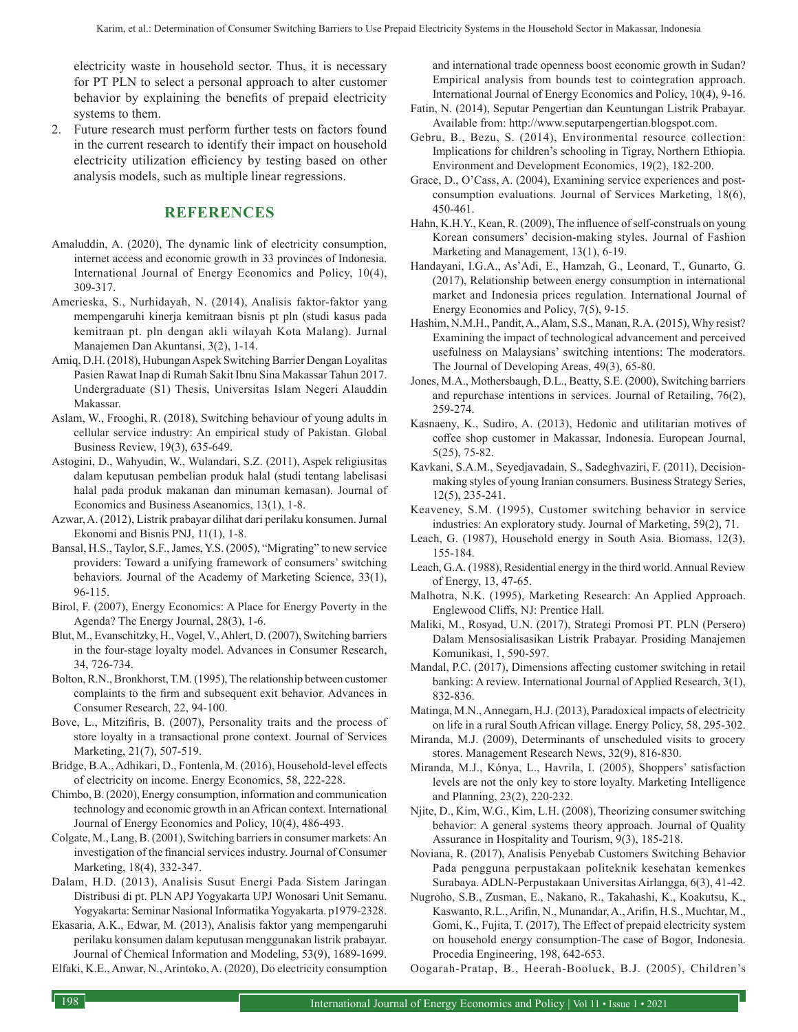electricity waste in household sector. Thus, it is necessary for PT PLN to select a personal approach to alter customer behavior by explaining the benefits of prepaid electricity systems to them.

2. Future research must perform further tests on factors found in the current research to identify their impact on household electricity utilization efficiency by testing based on other analysis models, such as multiple linear regressions.

## REFERENCES

Amaluddin, A. (2020), The dynamic link of electricity consumption, internet access and economic growth in 33 provinces of Indonesia. International Journal of Energy Economics and Policy, 10(4), 309-317.

Amerieska, S., Nurhidayah, N. (2014), Analisis faktor-faktor yang mempengaruhi kinerja kemitraan bisnis pt pln (studi kasus pada kemitraan pt. pln dengan akli wilayah Kota Malang). Jurnal Manajemen Dan Akuntansi, 3(2), 1-14.

Amiq, D.H. (2018), Hubungan Aspek Switching Barrier Dengan Loyalitas Pasien Rawat Inap di Rumah Sakit Ibnu Sina Makassar Tahun 2017. Undergraduate (S1) Thesis, Universitas Islam Negeri Alauddin Makassar.

Aslam, W., Frooghi, R. (2018), Switching behaviour of young adults in cellular service industry: An empirical study of Pakistan. Global Business Review, 19(3), 635-649.

Astogini, D., Wahyudin, W., Wulandari, S.Z. (2011), Aspek religiusitas dalam keputusan pembelian produk halal (studi tentang labelisasi halal pada produk makanan dan minuman kemasan). Journal of Economics and Business Aseanomics, 13(1), 1-8.

Azwar, A. (2012), Listrik prabayar dilihat dari perilaku konsumen. Jurnal Ekonomi and Bisnis PNJ, 11(1), 1-8.

Bansal, H.S., Taylor, S.F., James, Y.S. (2005), "Migrating" to new service providers: Toward a unifying framework of consumers' switching behaviors. Journal of the Academy of Marketing Science, 33(1), 96-115.

Birol, F. (2007), Energy Economics: A Place for Energy Poverty in the Agenda? The Energy Journal, 28(3), 1-6.

Blut, M., Evanschitzky, H., Vogel, V., Ahlert, D. (2007), Switching barriers in the four-stage loyalty model. Advances in Consumer Research, 34, 726-734.

Bolton, R.N., Bronkhorst, T.M. (1995), The relationship between customer complaints to the firm and subsequent exit behavior. Advances in Consumer Research, 22, 94-100.

Bove, L., Mitzifiris, B. (2007), Personality traits and the process of store loyalty in a transactional prone context. Journal of Services Marketing, 21(7), 507-519.

Bridge, B.A., Adhikari, D., Fontenla, M. (2016), Household-level effects of electricity on income. Energy Economics, 58, 222-228.

Chimbo, B. (2020), Energy consumption, information and communication technology and economic growth in an African context. International Journal of Energy Economics and Policy, 10(4), 486-493.

Colgate, M., Lang, B. (2001), Switching barriers in consumer markets: An investigation of the financial services industry. Journal of Consumer Marketing, 18(4), 332-347.

Dalam, H.D. (2013), Analisis Susut Energi Pada Sistem Jaringan Distribusi di pt. PLN APJ Yogyakarta UPJ Wonosari Unit Semanu. Yogyakarta: Seminar Nasional Informatika Yogyakarta. p1979-2328.

Ekasaria, A.K., Edwar, M. (2013), Analisis faktor yang mempengaruhi perilaku konsumen dalam keputusan menggunakan listrik prabayar. Journal of Chemical Information and Modeling, 53(9), 1689-1699.

Elfaki, K.E., Anwar, N., Arintoko, A. (2020), Do electricity consumption and international trade openness boost economic growth in Sudan? Empirical analysis from bounds test to cointegration approach. International Journal of Energy Economics and Policy, 10(4), 9-16.

Fatin, N. (2014), Seputar Pengertian dan Keuntungan Listrik Prabayar. Available from: http://www.seputarpengertian.blogspot.com.

Gebru, B., Bezu, S. (2014), Environmental resource collection: Implications for children's schooling in Tigray, Northern Ethiopia. Environment and Development Economics, 19(2), 182-200.

Grace, D., O'Cass, A. (2004), Examining service experiences and post-consumption evaluations. Journal of Services Marketing, 18(6), 450-461.

Hahn, K.H.Y., Kean, R. (2009), The influence of self-construals on young Korean consumers' decision-making styles. Journal of Fashion Marketing and Management, 13(1), 6-19.

Handayani, I.G.A., As'Adi, E., Hamzah, G., Leonard, T., Gunarto, G. (2017), Relationship between energy consumption in international market and Indonesia prices regulation. International Journal of Energy Economics and Policy, 7(5), 9-15.

Hashim, N.M.H., Pandit, A., Alam, S.S., Manan, R.A. (2015), Why resist? Examining the impact of technological advancement and perceived usefulness on Malaysians' switching intentions: The moderators. The Journal of Developing Areas, 49(3), 65-80.

Jones, M.A., Mothersbaugh, D.L., Beatty, S.E. (2000), Switching barriers and repurchase intentions in services. Journal of Retailing, 76(2), 259-274.

Kasnaeny, K., Sudiro, A. (2013), Hedonic and utilitarian motives of coffee shop customer in Makassar, Indonesia. European Journal, 5(25), 75-82.

Kavkani, S.A.M., Seyedjavadain, S., Sadeghvaziri, F. (2011), Decision-making styles of young Iranian consumers. Business Strategy Series, 12(5), 235-241.

Keaveney, S.M. (1995), Customer switching behavior in service industries: An exploratory study. Journal of Marketing, 59(2), 71.

Leach, G. (1987), Household energy in South Asia. Biomass, 12(3), 155-184.

Leach, G.A. (1988), Residential energy in the third world. Annual Review of Energy, 13, 47-65.

Malhotra, N.K. (1995), Marketing Research: An Applied Approach. Englewood Cliffs, NJ: Prentice Hall.

Maliki, M., Rosyad, U.N. (2017), Strategi Promosi PT. PLN (Persero) Dalam Mensosialisasikan Listrik Prabayar. Prosiding Manajemen Komunikasi, 1, 590-597.

Mandal, P.C. (2017), Dimensions affecting customer switching in retail banking: A review. International Journal of Applied Research, 3(1), 832-836.

Matinga, M.N., Annegarn, H.J. (2013), Paradoxical impacts of electricity on life in a rural South African village. Energy Policy, 58, 295-302.

Miranda, M.J. (2009), Determinants of unscheduled visits to grocery stores. Management Research News, 32(9), 816-830.

Miranda, M.J., Kónya, L., Havrila, I. (2005), Shoppers' satisfaction levels are not the only key to store loyalty. Marketing Intelligence and Planning, 23(2), 220-232.

Njite, D., Kim, W.G., Kim, L.H. (2008), Theorizing consumer switching behavior: A general systems theory approach. Journal of Quality Assurance in Hospitality and Tourism, 9(3), 185-218.

Noviana, R. (2017), Analisis Penyebab Customers Switching Behavior Pada pengguna perpustakaan politeknik kesehatan kemenkes Surabaya. ADLN-Perpustakaan Universitas Airlangga, 6(3), 41-42.

Nugroho, S.B., Zusman, E., Nakano, R., Takahashi, K., Koakutsu, K., Kaswanto, R.L., Arifin, N., Munandar, A., Arifin, H.S., Muchtar, M., Gomi, K., Fujita, T. (2017), The Effect of prepaid electricity system on household energy consumption-The case of Bogor, Indonesia. Procedia Engineering, 198, 642-653.

Oogarah-Pratap, B., Heerah-Booluck, B.J. (2005), Children's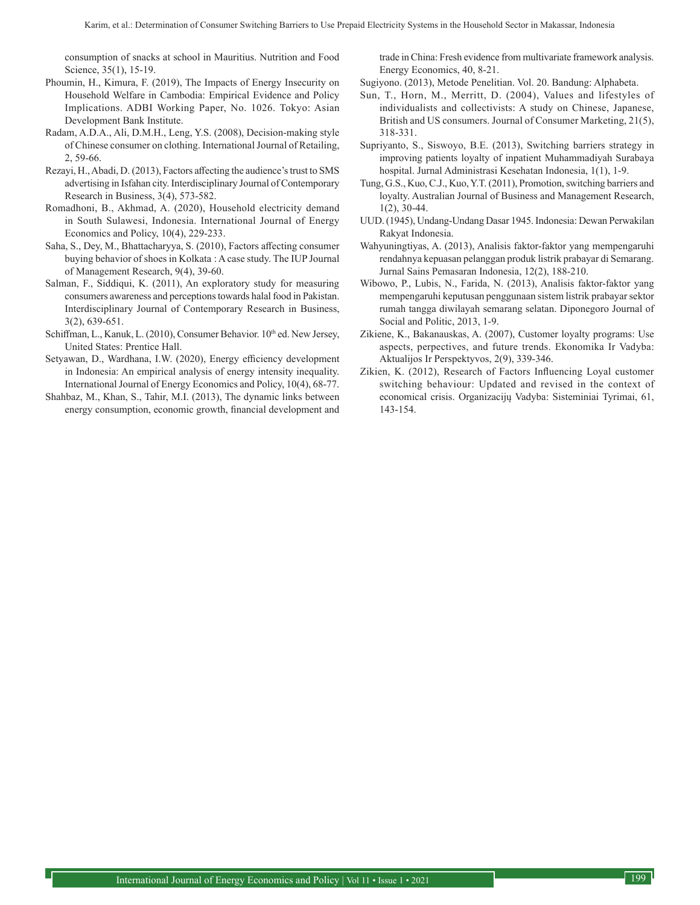consumption of snacks at school in Mauritius. Nutrition and Food Science, 35(1), 15-19.

Phoumin, H., Kimura, F. (2019), The Impacts of Energy Insecurity on Household Welfare in Cambodia: Empirical Evidence and Policy Implications. ADBI Working Paper, No. 1026. Tokyo: Asian Development Bank Institute.

Radam, A.D.A., Ali, D.M.H., Leng, Y.S. (2008), Decision-making style of Chinese consumer on clothing. International Journal of Retailing, 2, 59-66.

Rezayi, H., Abadi, D. (2013), Factors affecting the audience's trust to SMS advertising in Isfahan city. Interdisciplinary Journal of Contemporary Research in Business, 3(4), 573-582.

Romadhoni, B., Akhmad, A. (2020), Household electricity demand in South Sulawesi, Indonesia. International Journal of Energy Economics and Policy, 10(4), 229-233.

Saha, S., Dey, M., Bhattacharyya, S. (2010), Factors affecting consumer buying behavior of shoes in Kolkata : A case study. The IUP Journal of Management Research, 9(4), 39-60.

Salman, F., Siddiqui, K. (2011), An exploratory study for measuring consumers awareness and perceptions towards halal food in Pakistan. Interdisciplinary Journal of Contemporary Research in Business, 3(2), 639-651.

Schiffman, L., Kanuk, L. (2010), Consumer Behavior. 10th ed. New Jersey, United States: Prentice Hall.

Setyawan, D., Wardhana, I.W. (2020), Energy efficiency development in Indonesia: An empirical analysis of energy intensity inequality. International Journal of Energy Economics and Policy, 10(4), 68-77.

Shahbaz, M., Khan, S., Tahir, M.I. (2013), The dynamic links between energy consumption, economic growth, financial development and trade in China: Fresh evidence from multivariate framework analysis. Energy Economics, 40, 8-21.

Sugiyono. (2013), Metode Penelitian. Vol. 20. Bandung: Alphabeta.

Sun, T., Horn, M., Merritt, D. (2004), Values and lifestyles of individualists and collectivists: A study on Chinese, Japanese, British and US consumers. Journal of Consumer Marketing, 21(5), 318-331.

Supriyanto, S., Siswoyo, B.E. (2013), Switching barriers strategy in improving patients loyalty of inpatient Muhammadiyah Surabaya hospital. Jurnal Administrasi Kesehatan Indonesia, 1(1), 1-9.

Tung, G.S., Kuo, C.J., Kuo, Y.T. (2011), Promotion, switching barriers and loyalty. Australian Journal of Business and Management Research, 1(2), 30-44.

UUD. (1945), Undang-Undang Dasar 1945. Indonesia: Dewan Perwakilan Rakyat Indonesia.

Wahyuningtiyas, A. (2013), Analisis faktor-faktor yang mempengaruhi rendahnya kepuasan pelanggan produk listrik prabayar di Semarang. Jurnal Sains Pemasaran Indonesia, 12(2), 188-210.

Wibowo, P., Lubis, N., Farida, N. (2013), Analisis faktor-faktor yang mempengaruhi keputusan penggunaan sistem listrik prabayar sektor rumah tangga diwilayah semarang selatan. Diponegoro Journal of Social and Politic, 2013, 1-9.

Zikiene, K., Bakanauskas, A. (2007), Customer loyalty programs: Use aspects, perpectives, and future trends. Ekonomika Ir Vadyba: Aktualijos Ir Perspektyvos, 2(9), 339-346.

Zikien, K. (2012), Research of Factors Influencing Loyal customer switching behaviour: Updated and revised in the context of economical crisis. Organizacijų Vadyba: Sisteminiai Tyrimai, 61, 143-154.